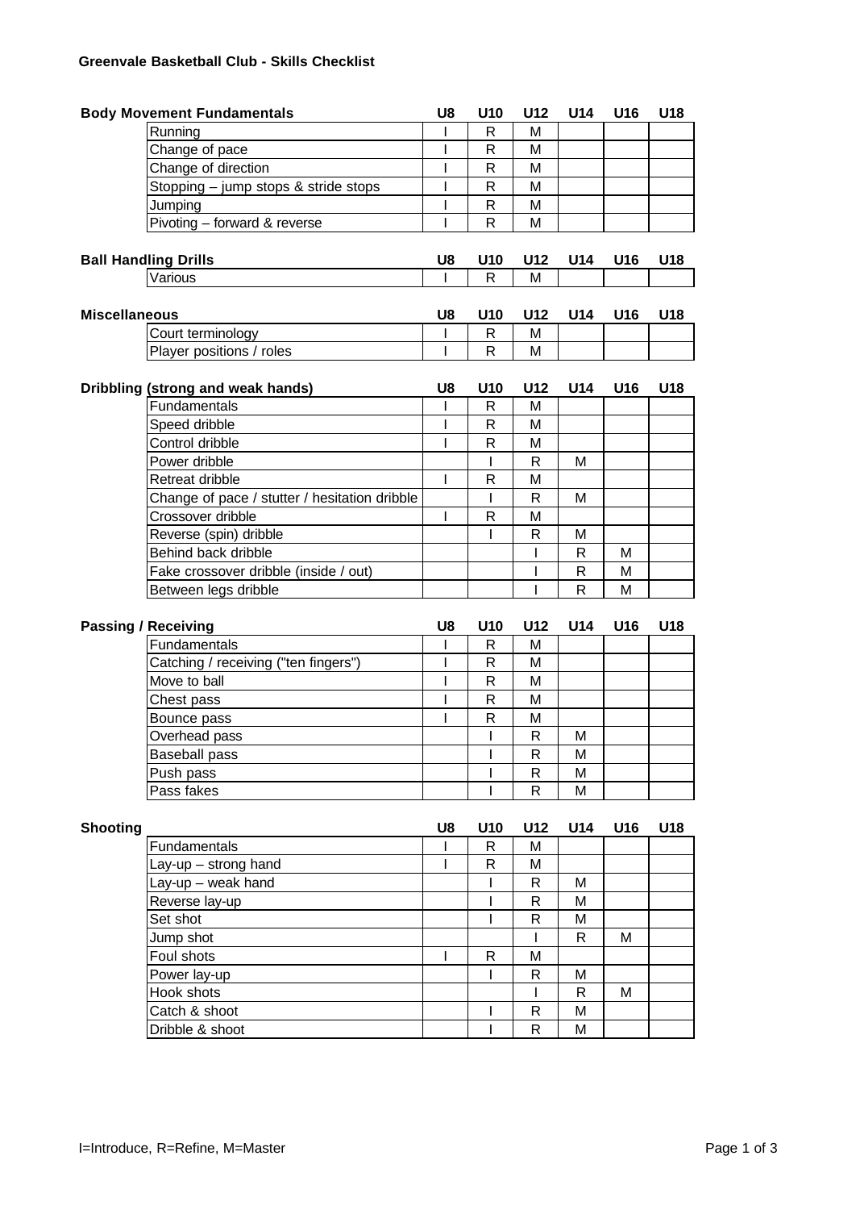**Greenvale Basketball Club - Skills Checklist**

| Body Movement Fundamentals | U8 | U10 | U12 | U14 | U16 | U18 |
|---|---|---|---|---|---|---|
| Running | I | R | M | | | |
| Change of pace | I | R | M | | | |
| Change of direction | I | R | M | | | |
| Stopping – jump stops & stride stops | I | R | M | | | |
| Jumping | I | R | M | | | |
| Pivoting – forward & reverse | I | R | M | | | |

| Ball Handling Drills | U8 | U10 | U12 | U14 | U16 | U18 |
|---|---|---|---|---|---|---|
| Various | I | R | M | | | |

| Miscellaneous | U8 | U10 | U12 | U14 | U16 | U18 |
|---|---|---|---|---|---|---|
| Court terminology | I | R | M | | | |
| Player positions / roles | I | R | M | | | |

| Dribbling (strong and weak hands) | U8 | U10 | U12 | U14 | U16 | U18 |
|---|---|---|---|---|---|---|
| Fundamentals | I | R | M | | | |
| Speed dribble | I | R | M | | | |
| Control dribble | I | R | M | | | |
| Power dribble | | I | R | M | | |
| Retreat dribble | I | R | M | | | |
| Change of pace / stutter / hesitation dribble | | I | R | M | | |
| Crossover dribble | I | R | M | | | |
| Reverse (spin) dribble | | I | R | M | | |
| Behind back dribble | | | I | R | M | |
| Fake crossover dribble (inside / out) | | | I | R | M | |
| Between legs dribble | | | I | R | M | |

| Passing / Receiving | U8 | U10 | U12 | U14 | U16 | U18 |
|---|---|---|---|---|---|---|
| Fundamentals | I | R | M | | | |
| Catching / receiving ("ten fingers") | I | R | M | | | |
| Move to ball | I | R | M | | | |
| Chest pass | I | R | M | | | |
| Bounce pass | I | R | M | | | |
| Overhead pass | | I | R | M | | |
| Baseball pass | | I | R | M | | |
| Push pass | | I | R | M | | |
| Pass fakes | | I | R | M | | |

| Shooting | U8 | U10 | U12 | U14 | U16 | U18 |
|---|---|---|---|---|---|---|
| Fundamentals | I | R | M | | | |
| Lay-up – strong hand | I | R | M | | | |
| Lay-up – weak hand | | I | R | M | | |
| Reverse lay-up | | I | R | M | | |
| Set shot | | I | R | M | | |
| Jump shot | | | I | R | M | |
| Foul shots | I | R | M | | | |
| Power lay-up | | I | R | M | | |
| Hook shots | | | I | R | M | |
| Catch & shoot | | I | R | M | | |
| Dribble & shoot | | I | R | M | | |

I=Introduce, R=Refine, M=Master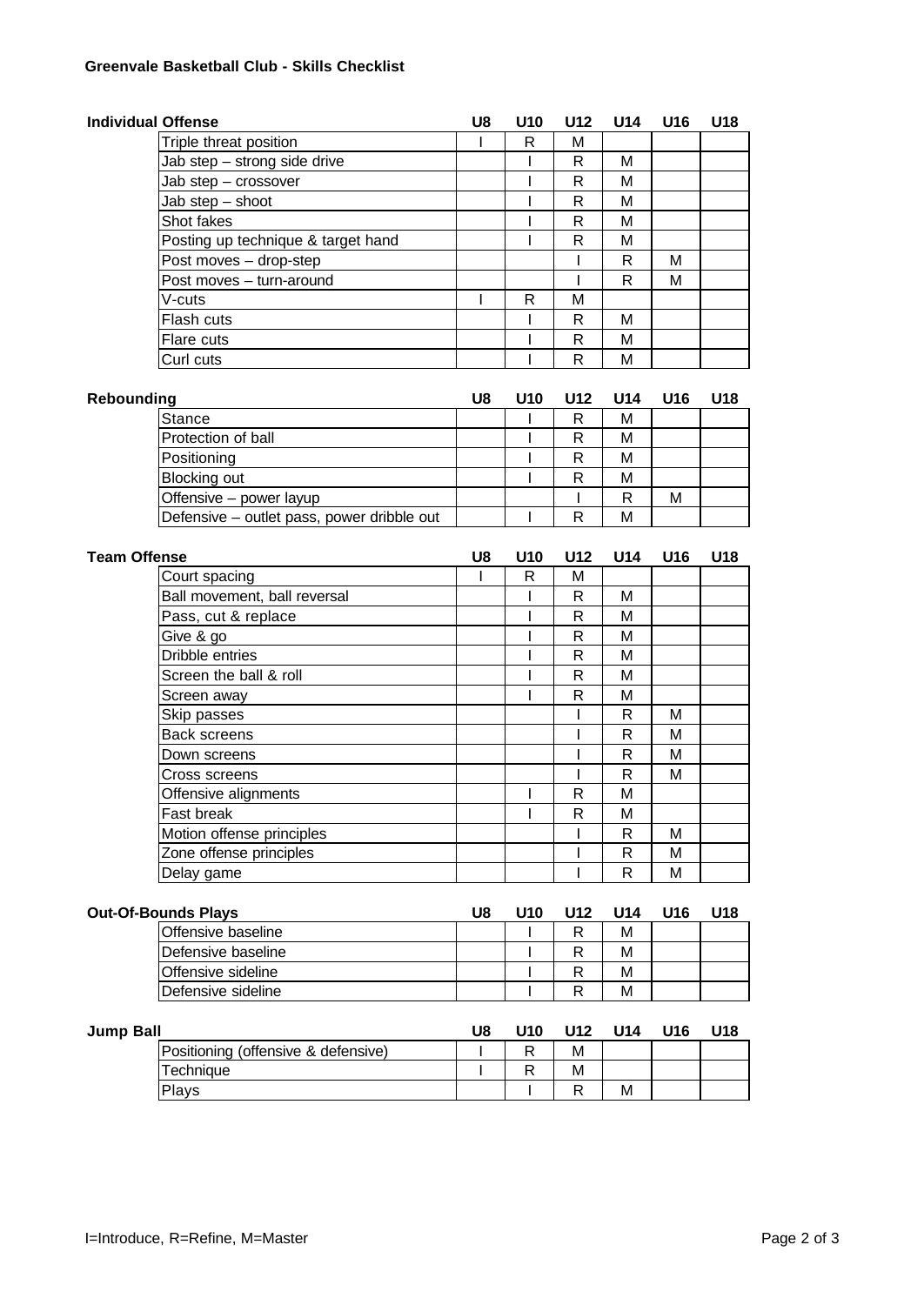**Greenvale Basketball Club - Skills Checklist**

| Individual Offense | U8 | U10 | U12 | U14 | U16 | U18 |
|---|---|---|---|---|---|---|
| Triple threat position | I | R | M | | | |
| Jab step – strong side drive | | I | R | M | | |
| Jab step – crossover | | I | R | M | | |
| Jab step – shoot | | I | R | M | | |
| Shot fakes | | I | R | M | | |
| Posting up technique & target hand | | I | R | M | | |
| Post moves – drop-step | | | I | R | M | |
| Post moves – turn-around | | | I | R | M | |
| V-cuts | I | R | M | | | |
| Flash cuts | | I | R | M | | |
| Flare cuts | | I | R | M | | |
| Curl cuts | | I | R | M | | |

| Rebounding | U8 | U10 | U12 | U14 | U16 | U18 |
|---|---|---|---|---|---|---|
| Stance | | I | R | M | | |
| Protection of ball | | I | R | M | | |
| Positioning | | I | R | M | | |
| Blocking out | | I | R | M | | |
| Offensive – power layup | | | I | R | M | |
| Defensive – outlet pass, power dribble out | | I | R | M | | |

| Team Offense | U8 | U10 | U12 | U14 | U16 | U18 |
|---|---|---|---|---|---|---|
| Court spacing | I | R | M | | | |
| Ball movement, ball reversal | | I | R | M | | |
| Pass, cut & replace | | I | R | M | | |
| Give & go | | I | R | M | | |
| Dribble entries | | I | R | M | | |
| Screen the ball & roll | | I | R | M | | |
| Screen away | | I | R | M | | |
| Skip passes | | | I | R | M | |
| Back screens | | | I | R | M | |
| Down screens | | | I | R | M | |
| Cross screens | | | I | R | M | |
| Offensive alignments | | I | R | M | | |
| Fast break | | I | R | M | | |
| Motion offense principles | | | I | R | M | |
| Zone offense principles | | | I | R | M | |
| Delay game | | | I | R | M | |

| Out-Of-Bounds Plays | U8 | U10 | U12 | U14 | U16 | U18 |
|---|---|---|---|---|---|---|
| Offensive baseline | | I | R | M | | |
| Defensive baseline | | I | R | M | | |
| Offensive sideline | | I | R | M | | |
| Defensive sideline | | I | R | M | | |

| Jump Ball | U8 | U10 | U12 | U14 | U16 | U18 |
|---|---|---|---|---|---|---|
| Positioning (offensive & defensive) | I | R | M | | | |
| Technique | I | R | M | | | |
| Plays | | I | R | M | | |

I=Introduce, R=Refine, M=Master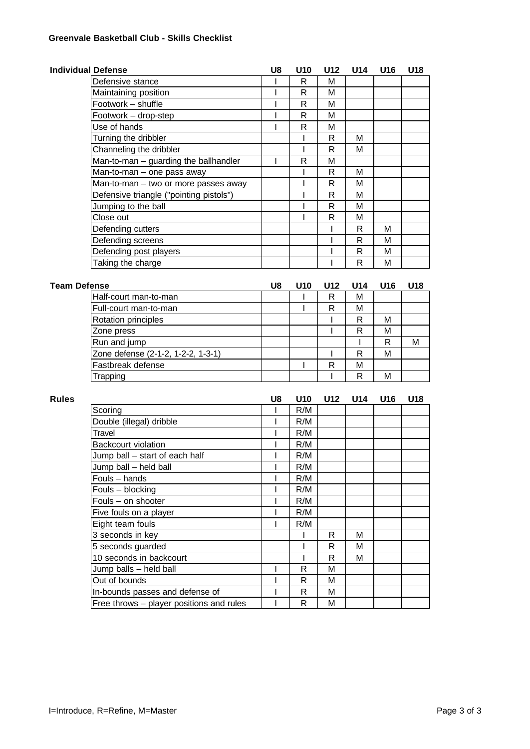**Greenvale Basketball Club - Skills Checklist**

**Individual Defense**

| | U8 | U10 | U12 | U14 | U16 | U18 |
|---|---|---|---|---|---|---|
| Defensive stance | I | R | M | | | |
| Maintaining position | I | R | M | | | |
| Footwork – shuffle | I | R | M | | | |
| Footwork – drop-step | I | R | M | | | |
| Use of hands | I | R | M | | | |
| Turning the dribbler | | I | R | M | | |
| Channeling the dribbler | | I | R | M | | |
| Man-to-man – guarding the ballhandler | I | R | M | | | |
| Man-to-man – one pass away | | I | R | M | | |
| Man-to-man – two or more passes away | | I | R | M | | |
| Defensive triangle ("pointing pistols") | | I | R | M | | |
| Jumping to the ball | | I | R | M | | |
| Close out | | I | R | M | | |
| Defending cutters | | | I | R | M | |
| Defending screens | | | I | R | M | |
| Defending post players | | | I | R | M | |
| Taking the charge | | | I | R | M | |

**Team Defense**

| | U8 | U10 | U12 | U14 | U16 | U18 |
|---|---|---|---|---|---|---|
| Half-court man-to-man | | I | R | M | | |
| Full-court man-to-man | | I | R | M | | |
| Rotation principles | | | I | R | M | |
| Zone press | | | I | R | M | |
| Run and jump | | | | I | R | M |
| Zone defense (2-1-2, 1-2-2, 1-3-1) | | | I | R | M | |
| Fastbreak defense | | I | R | M | | |
| Trapping | | | I | R | M | |

**Rules**

| | U8 | U10 | U12 | U14 | U16 | U18 |
|---|---|---|---|---|---|---|
| Scoring | I | R/M | | | | |
| Double (illegal) dribble | I | R/M | | | | |
| Travel | I | R/M | | | | |
| Backcourt violation | I | R/M | | | | |
| Jump ball – start of each half | I | R/M | | | | |
| Jump ball – held ball | I | R/M | | | | |
| Fouls – hands | I | R/M | | | | |
| Fouls – blocking | I | R/M | | | | |
| Fouls – on shooter | I | R/M | | | | |
| Five fouls on a player | I | R/M | | | | |
| Eight team fouls | I | R/M | | | | |
| 3 seconds in key | | I | R | M | | |
| 5 seconds guarded | | I | R | M | | |
| 10 seconds in backcourt | | I | R | M | | |
| Jump balls – held ball | I | R | M | | | |
| Out of bounds | I | R | M | | | |
| In-bounds passes and defense of | I | R | M | | | |
| Free throws – player positions and rules | I | R | M | | | |

I=Introduce, R=Refine, M=Master